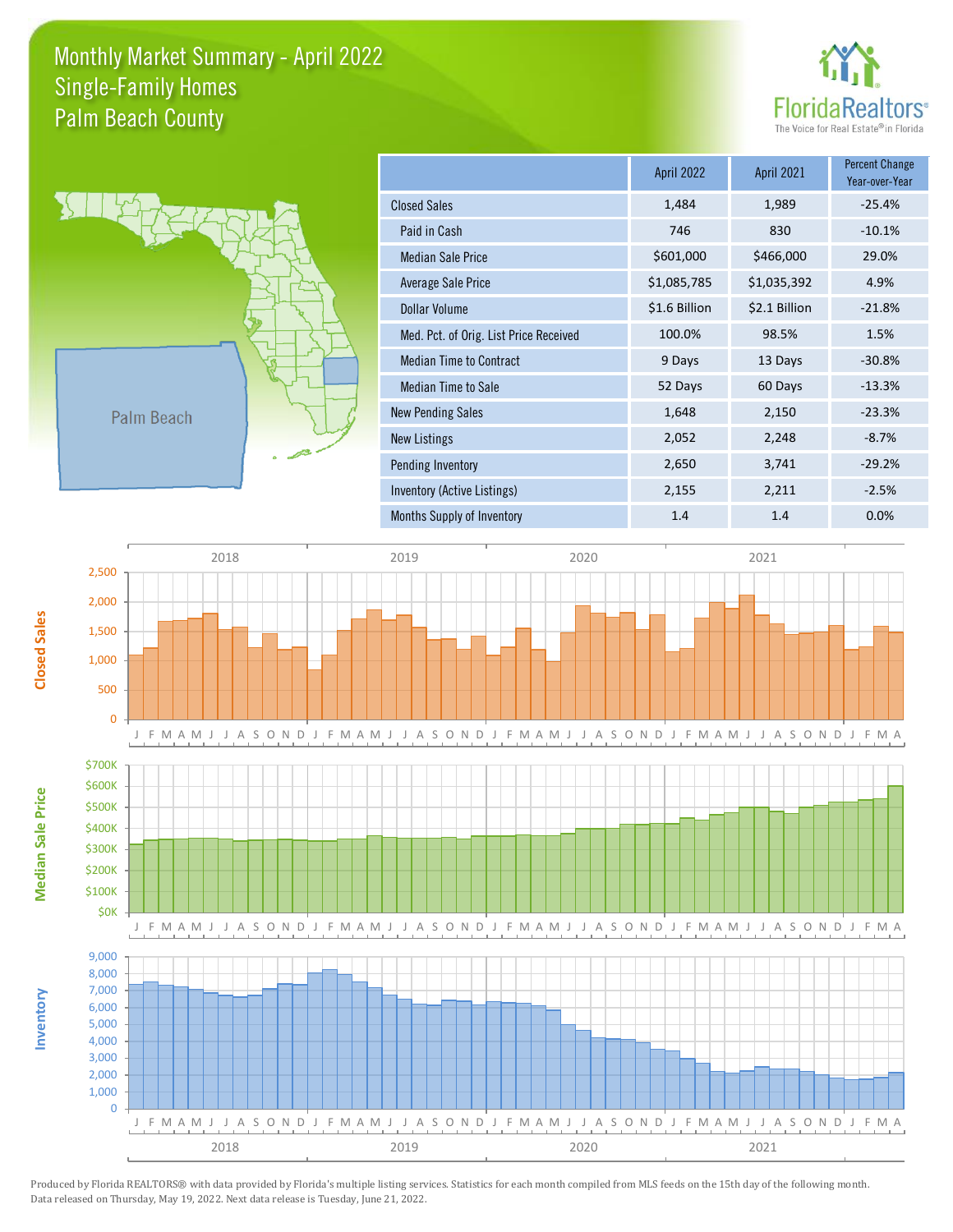# Monthly Market Summary - April 2022
## Single-Family Homes
## Palm Beach County

FloridaRealtors®
The Voice for Real Estate® in Florida

| | April 2022 | April 2021 | Percent Change Year-over-Year |
|---|---|---|---|
| Closed Sales | 1,484 | 1,989 | -25.4% |
| Paid in Cash | 746 | 830 | -10.1% |
| Median Sale Price | $601,000 | $466,000 | 29.0% |
| Average Sale Price | $1,085,785 | $1,035,392 | 4.9% |
| Dollar Volume | $1.6 Billion | $2.1 Billion | -21.8% |
| Med. Pct. of Orig. List Price Received | 100.0% | 98.5% | 1.5% |
| Median Time to Contract | 9 Days | 13 Days | -30.8% |
| Median Time to Sale | 52 Days | 60 Days | -13.3% |
| New Pending Sales | 1,648 | 2,150 | -23.3% |
| New Listings | 2,052 | 2,248 | -8.7% |
| Pending Inventory | 2,650 | 3,741 | -29.2% |
| Inventory (Active Listings) | 2,155 | 2,211 | -2.5% |
| Months Supply of Inventory | 1.4 | 1.4 | 0.0% |

Produced by Florida REALTORS® with data provided by Florida's multiple listing services. Statistics for each month compiled from MLS feeds on the 15th day of the following month. Data released on Thursday, May 19, 2022. Next data release is Tuesday, June 21, 2022.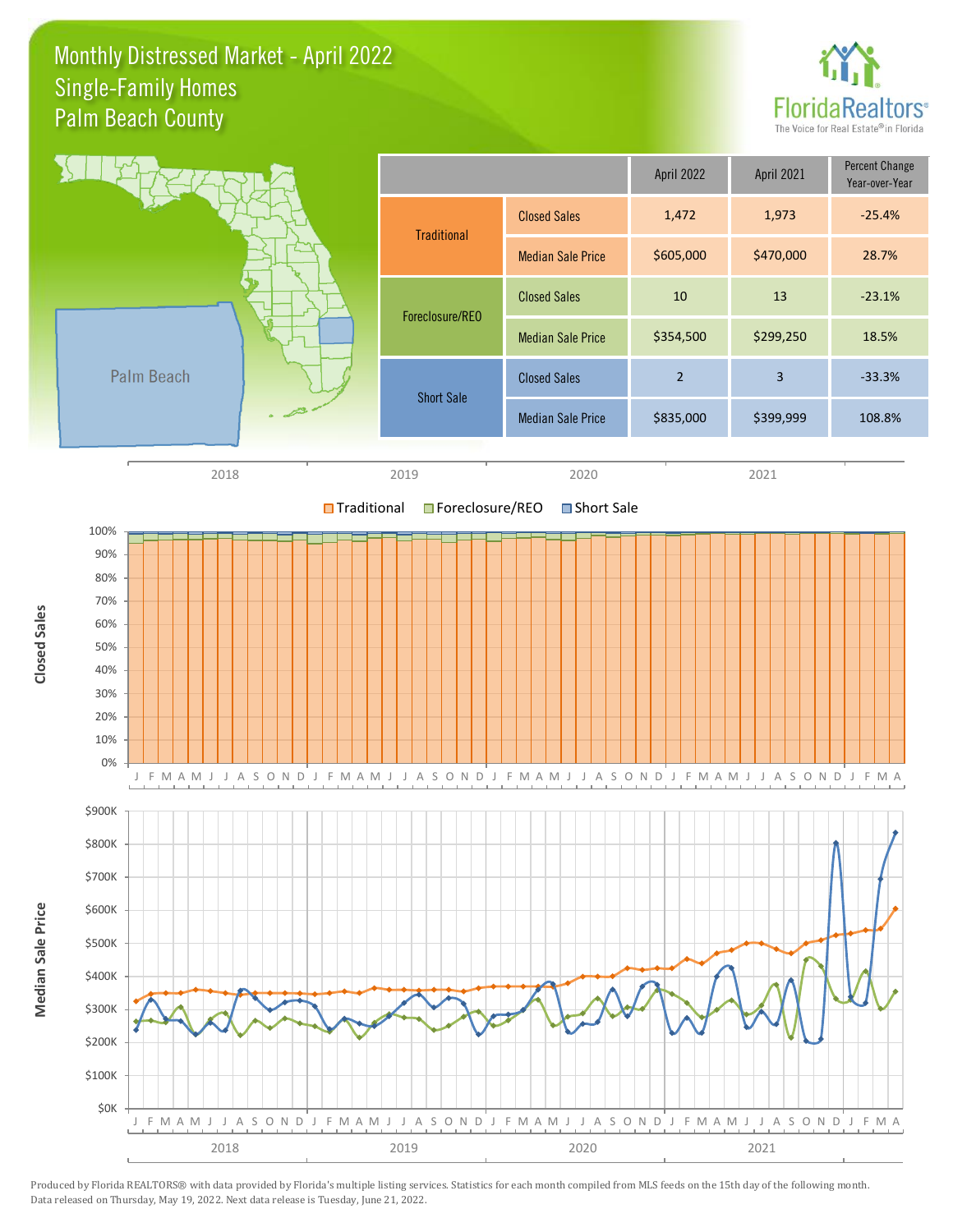# Monthly Distressed Market - April 2022
## Single-Family Homes
## Palm Beach County

| | | April 2022 | April 2021 | Percent Change Year-over-Year |
|---|---|---|---|---|
| Traditional | Closed Sales | 1,472 | 1,973 | -25.4% |
| | Median Sale Price | $605,000 | $470,000 | 28.7% |
| Foreclosure/REO | Closed Sales | 10 | 13 | -23.1% |
| | Median Sale Price | $354,500 | $299,250 | 18.5% |
| Short Sale | Closed Sales | 2 | 3 | -33.3% |
| | Median Sale Price | $835,000 | $399,999 | 108.8% |

Produced by Florida REALTORS® with data provided by Florida's multiple listing services. Statistics for each month compiled from MLS feeds on the 15th day of the following month. Data released on Thursday, May 19, 2022. Next data release is Tuesday, June 21, 2022.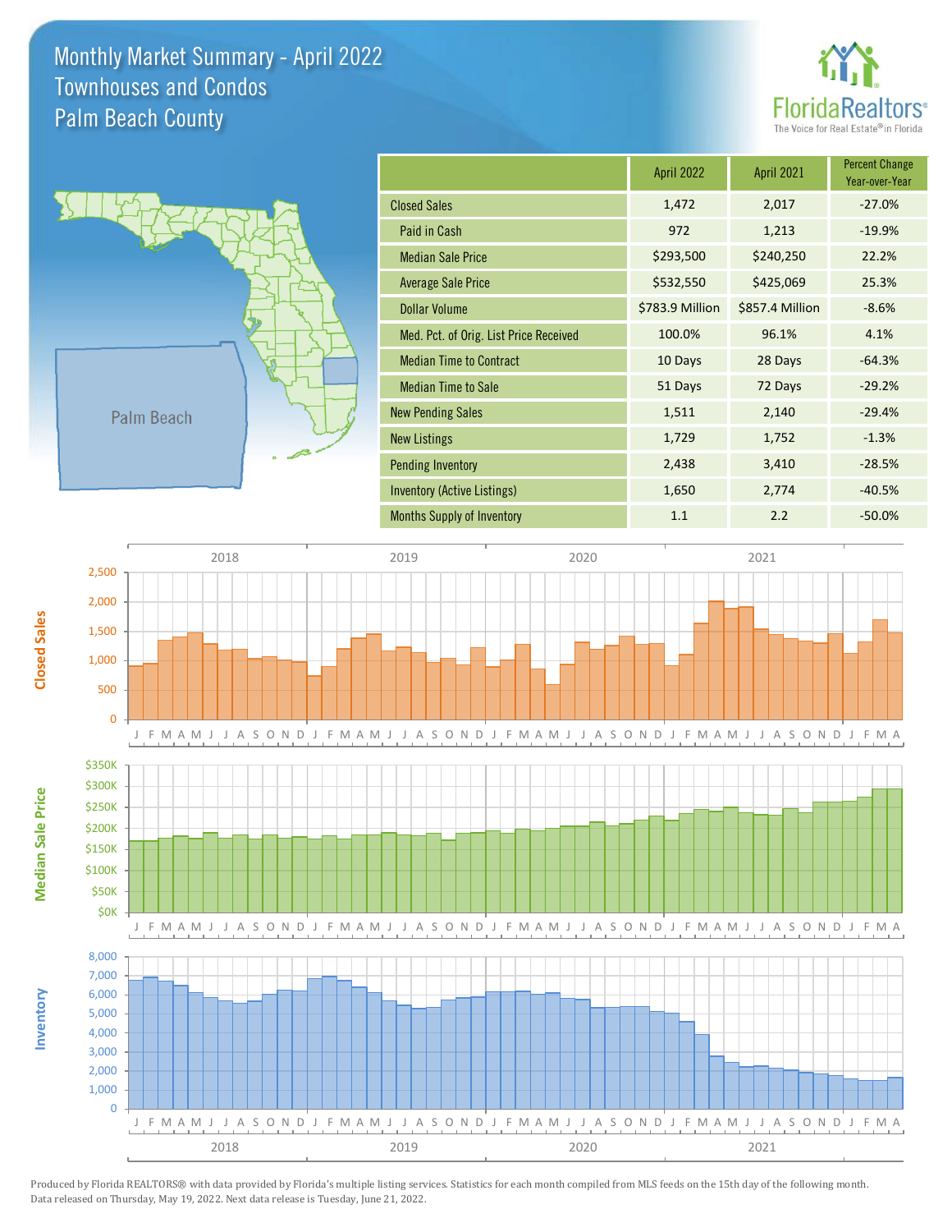# Monthly Market Summary - April 2022
## Townhouses and Condos
## Palm Beach County

FloridaRealtors® The Voice for Real Estate® in Florida

|  | April 2022 | April 2021 | Percent Change Year-over-Year |
|---|---|---|---|
| Closed Sales | 1,472 | 2,017 | -27.0% |
| Paid in Cash | 972 | 1,213 | -19.9% |
| Median Sale Price | $293,500 | $240,250 | 22.2% |
| Average Sale Price | $532,550 | $425,069 | 25.3% |
| Dollar Volume | $783.9 Million | $857.4 Million | -8.6% |
| Med. Pct. of Orig. List Price Received | 100.0% | 96.1% | 4.1% |
| Median Time to Contract | 10 Days | 28 Days | -64.3% |
| Median Time to Sale | 51 Days | 72 Days | -29.2% |
| New Pending Sales | 1,511 | 2,140 | -29.4% |
| New Listings | 1,729 | 1,752 | -1.3% |
| Pending Inventory | 2,438 | 3,410 | -28.5% |
| Inventory (Active Listings) | 1,650 | 2,774 | -40.5% |
| Months Supply of Inventory | 1.1 | 2.2 | -50.0% |

Produced by Florida REALTORS® with data provided by Florida's multiple listing services. Statistics for each month compiled from MLS feeds on the 15th day of the following month. Data released on Thursday, May 19, 2022. Next data release is Tuesday, June 21, 2022.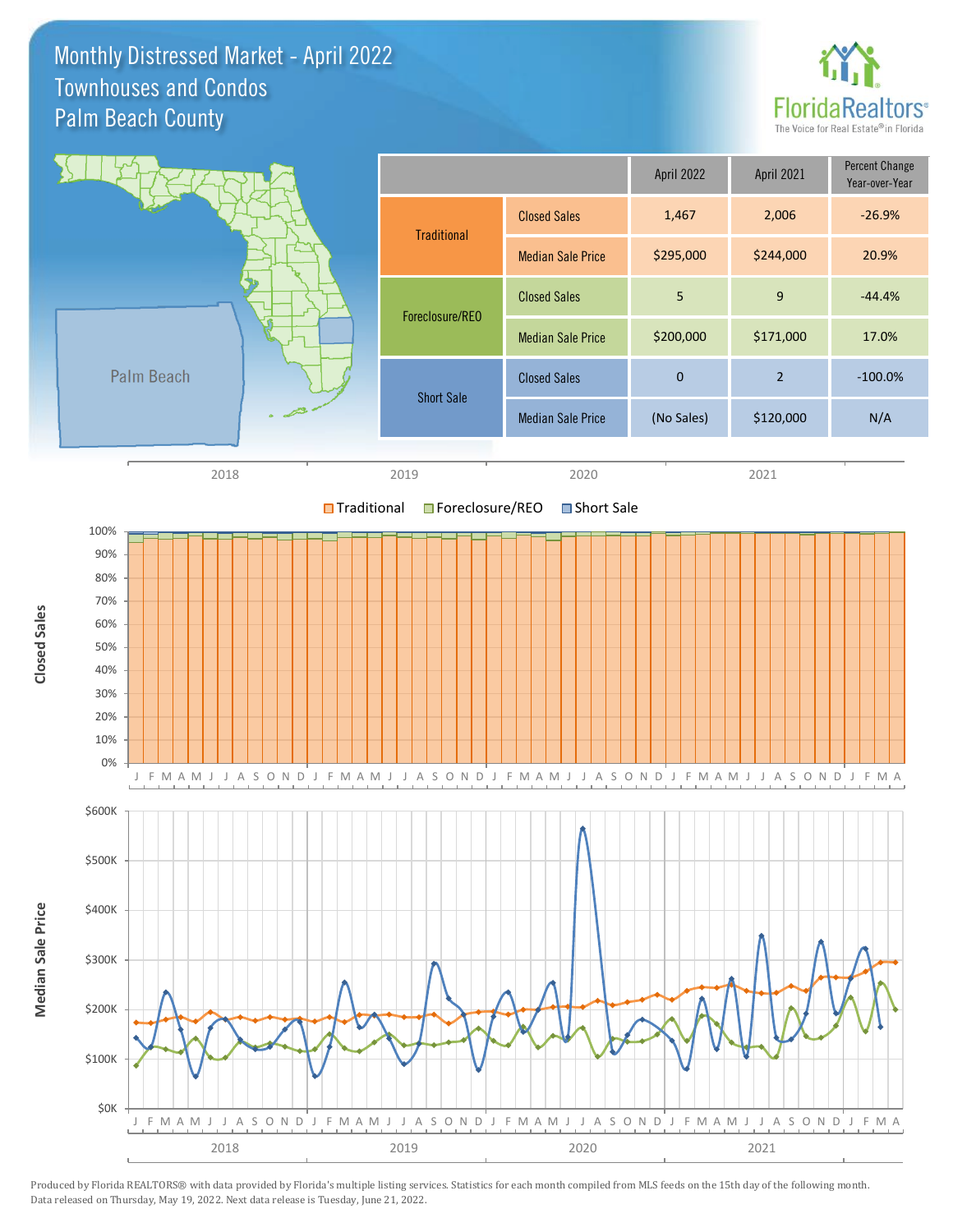# Monthly Distressed Market - April 2022
## Townhouses and Condos
## Palm Beach County

FloridaRealtors®
The Voice for Real Estate® in Florida

Palm Beach

| | | April 2022 | April 2021 | Percent Change Year-over-Year |
|---|---|---|---|---|
| Traditional | Closed Sales | 1,467 | 2,006 | -26.9% |
| | Median Sale Price | $295,000 | $244,000 | 20.9% |
| Foreclosure/REO | Closed Sales | 5 | 9 | -44.4% |
| | Median Sale Price | $200,000 | $171,000 | 17.0% |
| Short Sale | Closed Sales | 0 | 2 | -100.0% |
| | Median Sale Price | (No Sales) | $120,000 | N/A |

2018 2019 2020 2021

Traditional Foreclosure/REO Short Sale

Closed Sales

100% 90% 80% 70% 60% 50% 40% 30% 20% 10% 0%

J F M A M J J A S O N D J F M A M J J A S O N D J F M A M J J A S O N D J F M A M J J A S O N D J F M A

Median Sale Price

$600K $500K $400K $300K $200K $100K $0K

J F M A M J J A S O N D J F M A M J J A S O N D J F M A M J J A S O N D J F M A M J J A S O N D J F M A

2018 2019 2020 2021

Produced by Florida REALTORS® with data provided by Florida's multiple listing services. Statistics for each month compiled from MLS feeds on the 15th day of the following month. Data released on Thursday, May 19, 2022. Next data release is Tuesday, June 21, 2022.